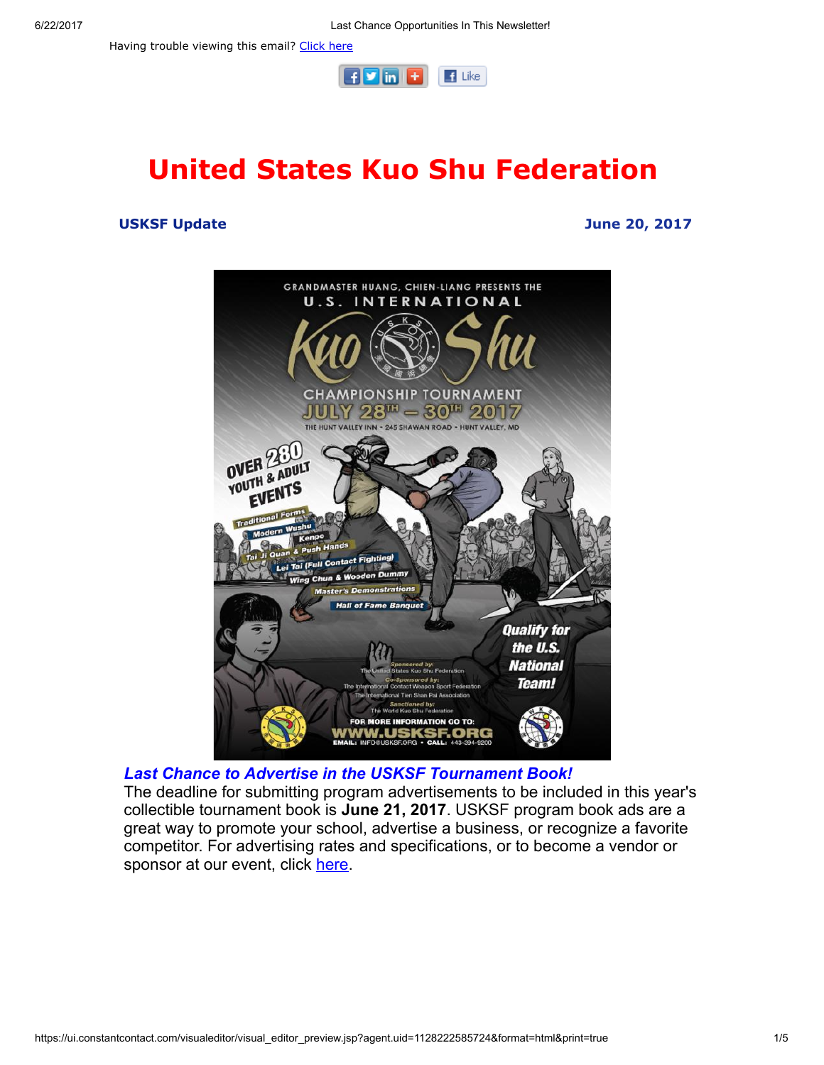Having trouble viewing this email? [Click here]

# United States Kuo Shu Federation

**USKSF Update** **June 20, 2017**

GRANDMASTER HUANG, CHIEN-LIANG PRESENTS THE
U.S. INTERNATIONAL
Kuo Shu
CHAMPIONSHIP TOURNAMENT
JULY 28TH – 30TH 2017
THE HUNT VALLEY INN • 245 SHAWAN ROAD • HUNT VALLEY, MD

OVER 280 YOUTH & ADULT EVENTS
- Traditional Forms
- Modern Wushu
- Kenpo
- Tai Ji Quan & Push Hands
- Lei Tai (Full Contact Fighting)
- Wing Chun & Wooden Dummy
- Master's Demonstrations
- Hall of Fame Banquet

Qualify for the U.S. National Team!

Sponsored by: The United States Kuo Shu Federation
Co-Sponsored by: The International Contact Weapon Sport Federation, The International Tien Shan Pai Association
Sanctioned by: The World Kuo Shu Federation

FOR MORE INFORMATION GO TO: WWW.USKSF.ORG
EMAIL: INFO@USKSF.ORG • CALL: 443-394-9200

***Last Chance to Advertise in the USKSF Tournament Book!***

The deadline for submitting program advertisements to be included in this year's collectible tournament book is **June 21, 2017**. USKSF program book ads are a great way to promote your school, advertise a business, or recognize a favorite competitor. For advertising rates and specifications, or to become a vendor or sponsor at our event, click here.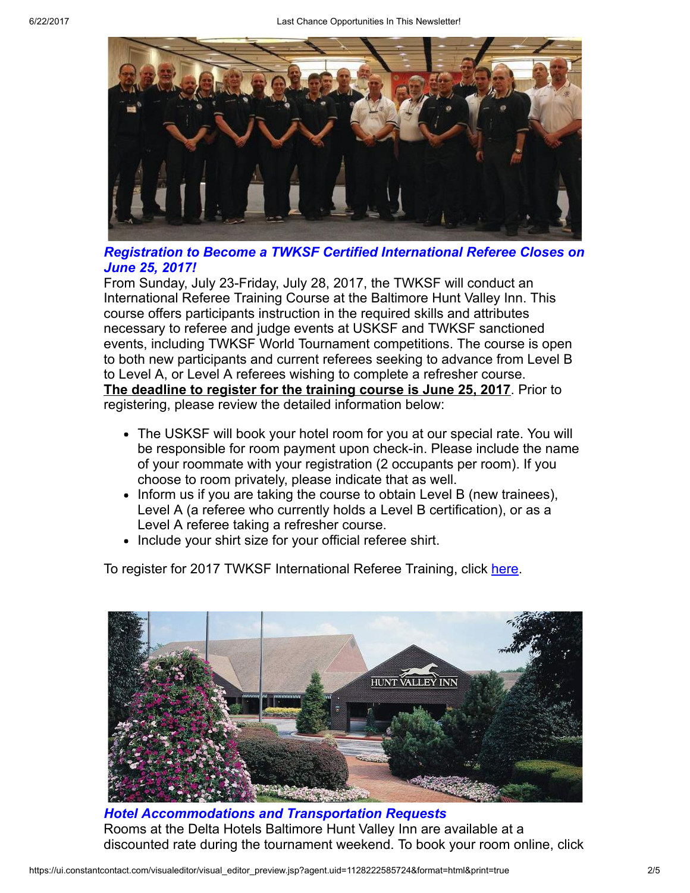***Registration to Become a TWKSF Certified International Referee Closes on June 25, 2017!***

From Sunday, July 23-Friday, July 28, 2017, the TWKSF will conduct an International Referee Training Course at the Baltimore Hunt Valley Inn. This course offers participants instruction in the required skills and attributes necessary to referee and judge events at USKSF and TWKSF sanctioned events, including TWKSF World Tournament competitions. The course is open to both new participants and current referees seeking to advance from Level B to Level A, or Level A referees wishing to complete a refresher course. **The deadline to register for the training course is June 25, 2017**. Prior to registering, please review the detailed information below:

- The USKSF will book your hotel room for you at our special rate. You will be responsible for room payment upon check-in. Please include the name of your roommate with your registration (2 occupants per room). If you choose to room privately, please indicate that as well.
- Inform us if you are taking the course to obtain Level B (new trainees), Level A (a referee who currently holds a Level B certification), or as a Level A referee taking a refresher course.
- Include your shirt size for your official referee shirt.

To register for 2017 TWKSF International Referee Training, click here.

***Hotel Accommodations and Transportation Requests***

Rooms at the Delta Hotels Baltimore Hunt Valley Inn are available at a discounted rate during the tournament weekend. To book your room online, click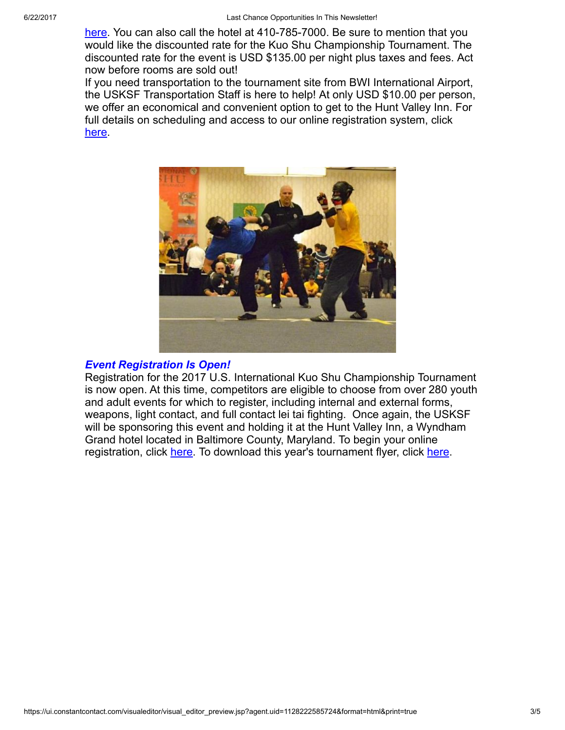here. You can also call the hotel at 410-785-7000. Be sure to mention that you would like the discounted rate for the Kuo Shu Championship Tournament. The discounted rate for the event is USD $135.00 per night plus taxes and fees. Act now before rooms are sold out!

If you need transportation to the tournament site from BWI International Airport, the USKSF Transportation Staff is here to help! At only USD $10.00 per person, we offer an economical and convenient option to get to the Hunt Valley Inn. For full details on scheduling and access to our online registration system, click here.

### ***Event Registration Is Open!***

Registration for the 2017 U.S. International Kuo Shu Championship Tournament is now open. At this time, competitors are eligible to choose from over 280 youth and adult events for which to register, including internal and external forms, weapons, light contact, and full contact lei tai fighting. Once again, the USKSF will be sponsoring this event and holding it at the Hunt Valley Inn, a Wyndham Grand hotel located in Baltimore County, Maryland. To begin your online registration, click here. To download this year's tournament flyer, click here.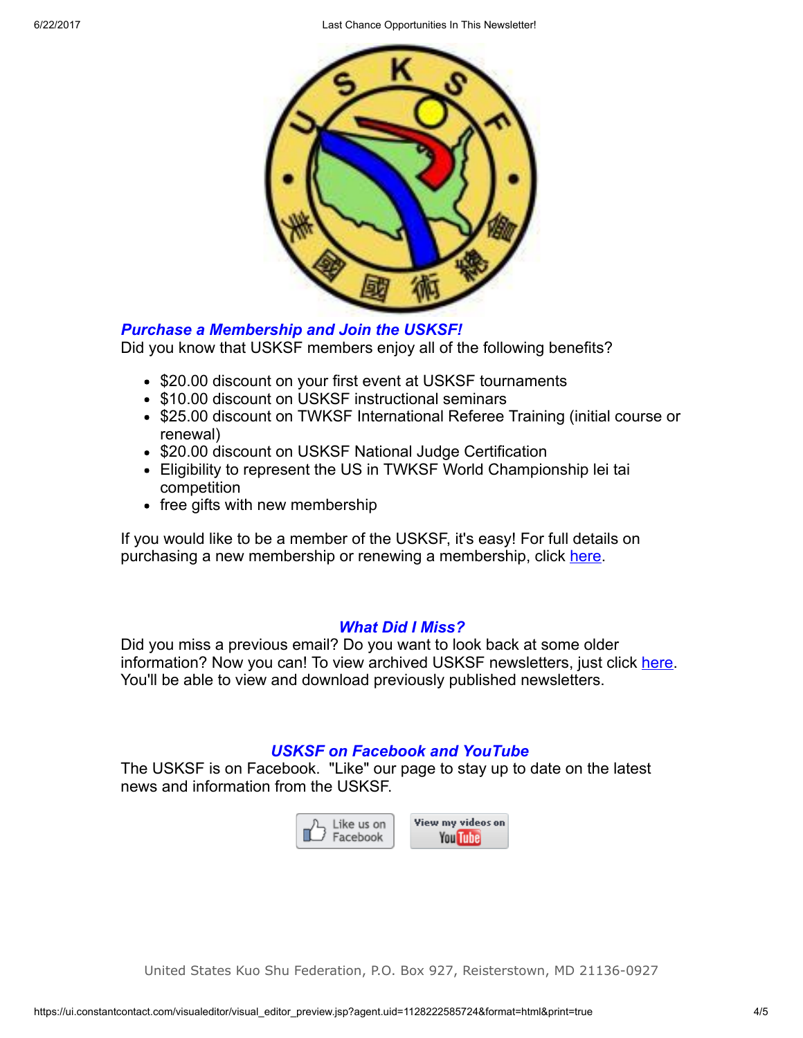### *Purchase a Membership and Join the USKSF!*

Did you know that USKSF members enjoy all of the following benefits?

- $20.00 discount on your first event at USKSF tournaments
- $10.00 discount on USKSF instructional seminars
- $25.00 discount on TWKSF International Referee Training (initial course or renewal)
- $20.00 discount on USKSF National Judge Certification
- Eligibility to represent the US in TWKSF World Championship lei tai competition
- free gifts with new membership

If you would like to be a member of the USKSF, it's easy! For full details on purchasing a new membership or renewing a membership, click here.

### *What Did I Miss?*

Did you miss a previous email? Do you want to look back at some older information? Now you can! To view archived USKSF newsletters, just click here. You'll be able to view and download previously published newsletters.

### *USKSF on Facebook and YouTube*

The USKSF is on Facebook. "Like" our page to stay up to date on the latest news and information from the USKSF.

Like us on Facebook | View my videos on YouTube

United States Kuo Shu Federation, P.O. Box 927, Reisterstown, MD 21136-0927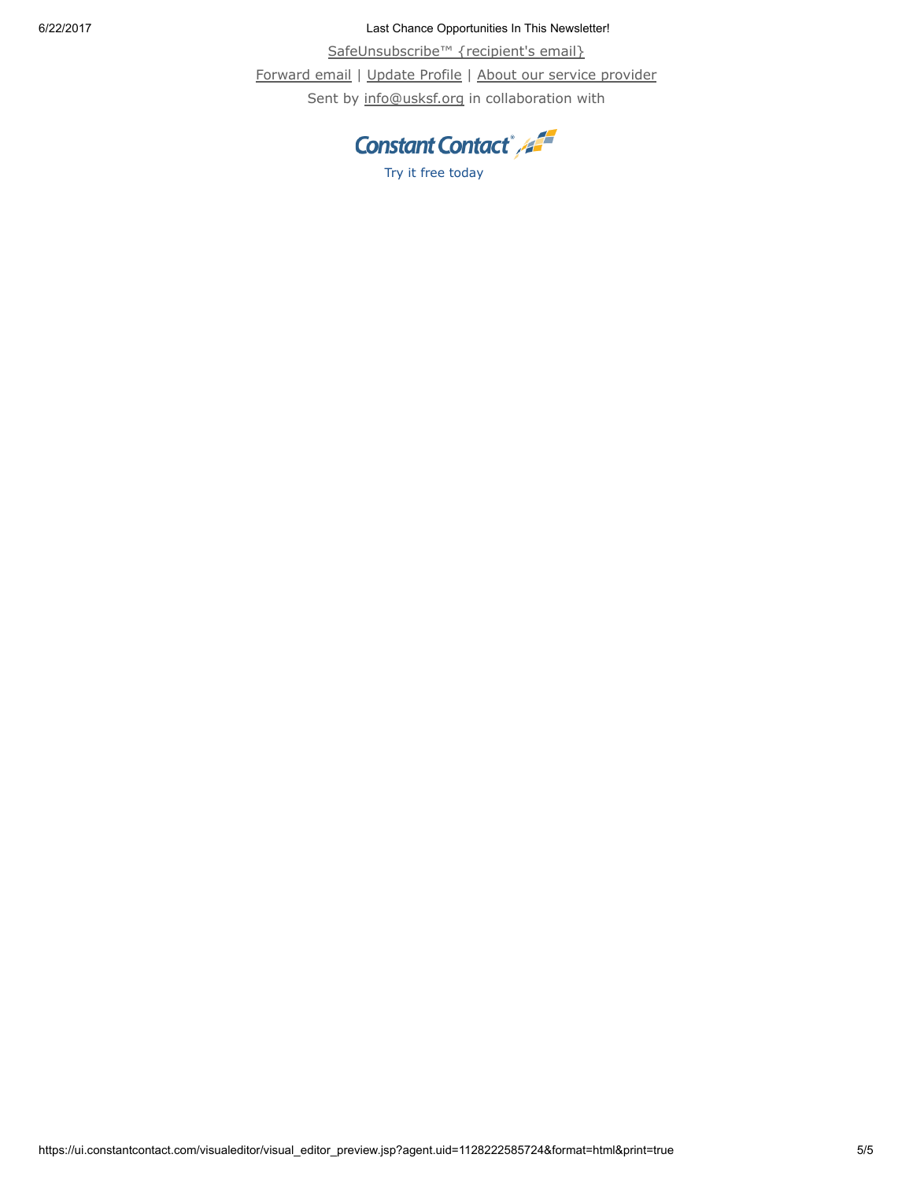SafeUnsubscribe™ {recipient's email}

Forward email | Update Profile | About our service provider

Sent by info@usksf.org in collaboration with

Constant Contact

Try it free today